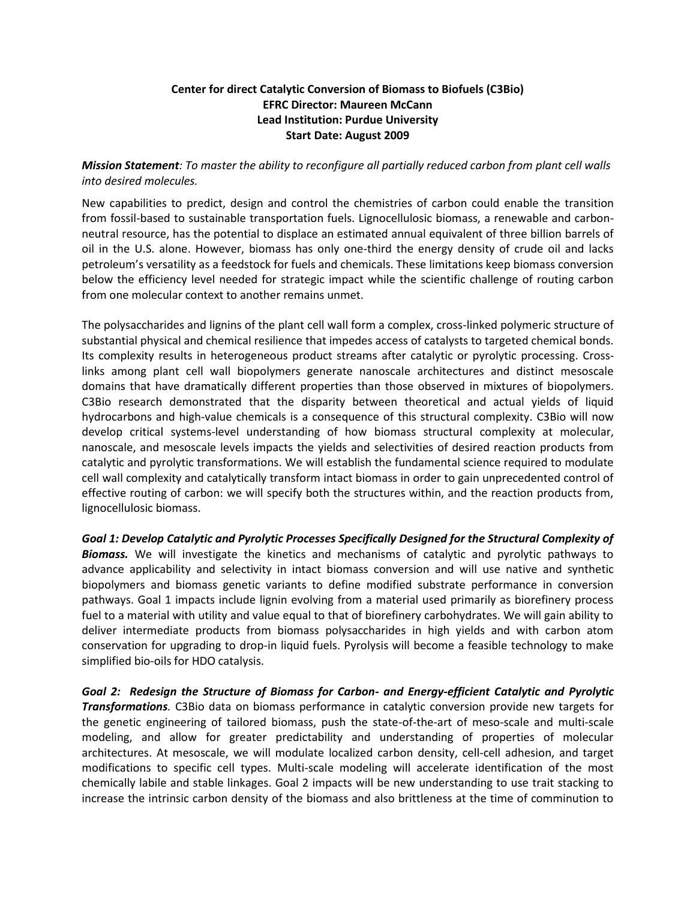**Center for direct Catalytic Conversion of Biomass to Biofuels (C3Bio)**
**EFRC Director: Maureen McCann**
**Lead Institution: Purdue University**
**Start Date: August 2009**

***Mission Statement**: To master the ability to reconfigure all partially reduced carbon from plant cell walls into desired molecules.*

New capabilities to predict, design and control the chemistries of carbon could enable the transition from fossil-based to sustainable transportation fuels. Lignocellulosic biomass, a renewable and carbon-neutral resource, has the potential to displace an estimated annual equivalent of three billion barrels of oil in the U.S. alone. However, biomass has only one-third the energy density of crude oil and lacks petroleum's versatility as a feedstock for fuels and chemicals. These limitations keep biomass conversion below the efficiency level needed for strategic impact while the scientific challenge of routing carbon from one molecular context to another remains unmet.

The polysaccharides and lignins of the plant cell wall form a complex, cross-linked polymeric structure of substantial physical and chemical resilience that impedes access of catalysts to targeted chemical bonds. Its complexity results in heterogeneous product streams after catalytic or pyrolytic processing. Cross-links among plant cell wall biopolymers generate nanoscale architectures and distinct mesoscale domains that have dramatically different properties than those observed in mixtures of biopolymers. C3Bio research demonstrated that the disparity between theoretical and actual yields of liquid hydrocarbons and high-value chemicals is a consequence of this structural complexity. C3Bio will now develop critical systems-level understanding of how biomass structural complexity at molecular, nanoscale, and mesoscale levels impacts the yields and selectivities of desired reaction products from catalytic and pyrolytic transformations. We will establish the fundamental science required to modulate cell wall complexity and catalytically transform intact biomass in order to gain unprecedented control of effective routing of carbon: we will specify both the structures within, and the reaction products from, lignocellulosic biomass.

***Goal 1: Develop Catalytic and Pyrolytic Processes Specifically Designed for the Structural Complexity of Biomass.*** We will investigate the kinetics and mechanisms of catalytic and pyrolytic pathways to advance applicability and selectivity in intact biomass conversion and will use native and synthetic biopolymers and biomass genetic variants to define modified substrate performance in conversion pathways. Goal 1 impacts include lignin evolving from a material used primarily as biorefinery process fuel to a material with utility and value equal to that of biorefinery carbohydrates. We will gain ability to deliver intermediate products from biomass polysaccharides in high yields and with carbon atom conservation for upgrading to drop-in liquid fuels. Pyrolysis will become a feasible technology to make simplified bio-oils for HDO catalysis.

***Goal 2: Redesign the Structure of Biomass for Carbon- and Energy-efficient Catalytic and Pyrolytic Transformations.*** C3Bio data on biomass performance in catalytic conversion provide new targets for the genetic engineering of tailored biomass, push the state-of-the-art of meso-scale and multi-scale modeling, and allow for greater predictability and understanding of properties of molecular architectures. At mesoscale, we will modulate localized carbon density, cell-cell adhesion, and target modifications to specific cell types. Multi-scale modeling will accelerate identification of the most chemically labile and stable linkages. Goal 2 impacts will be new understanding to use trait stacking to increase the intrinsic carbon density of the biomass and also brittleness at the time of comminution to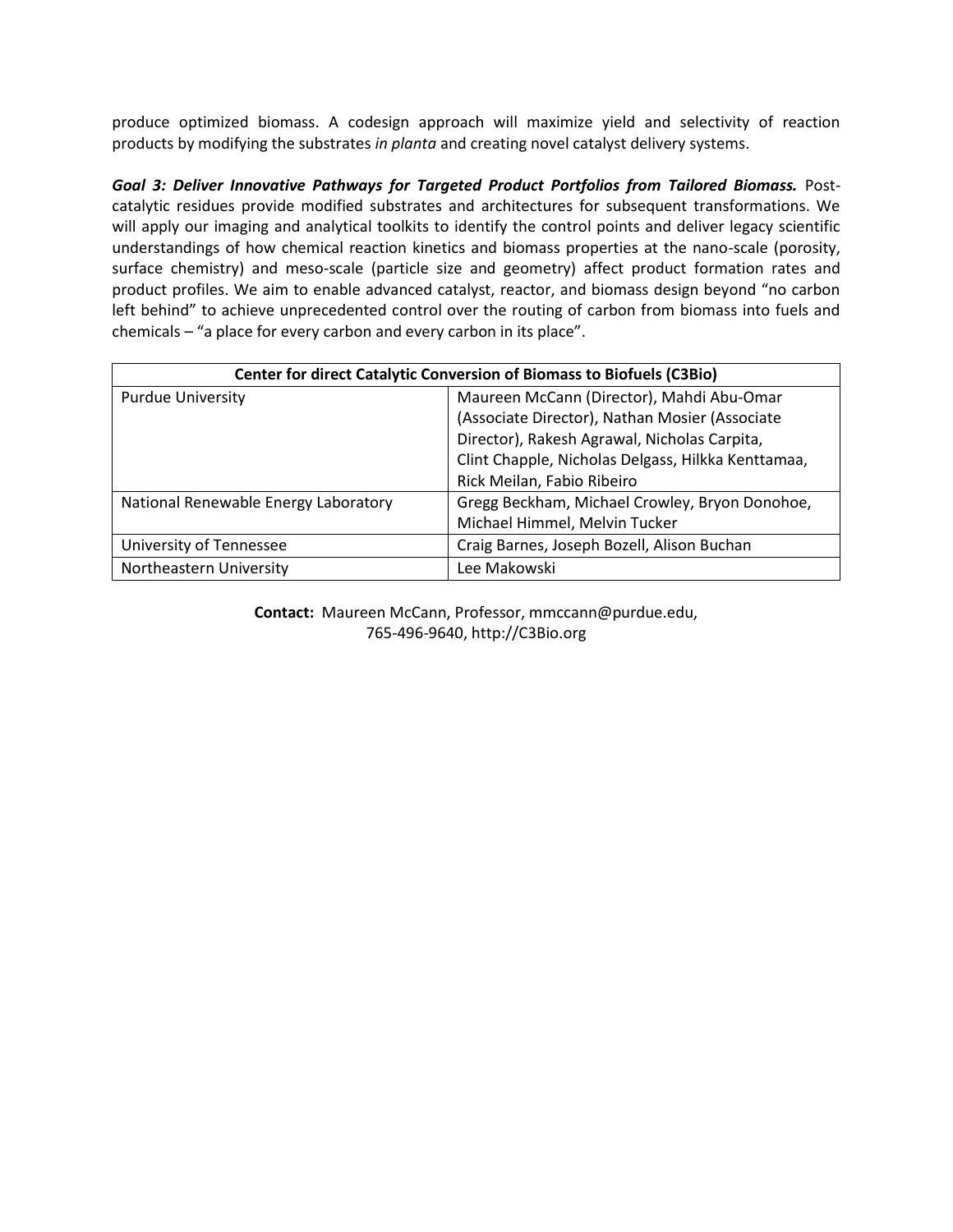produce optimized biomass. A codesign approach will maximize yield and selectivity of reaction products by modifying the substrates *in planta* and creating novel catalyst delivery systems.

***Goal 3: Deliver Innovative Pathways for Targeted Product Portfolios from Tailored Biomass.*** Post-catalytic residues provide modified substrates and architectures for subsequent transformations. We will apply our imaging and analytical toolkits to identify the control points and deliver legacy scientific understandings of how chemical reaction kinetics and biomass properties at the nano-scale (porosity, surface chemistry) and meso-scale (particle size and geometry) affect product formation rates and product profiles. We aim to enable advanced catalyst, reactor, and biomass design beyond "no carbon left behind" to achieve unprecedented control over the routing of carbon from biomass into fuels and chemicals – "a place for every carbon and every carbon in its place".

| **Center for direct Catalytic Conversion of Biomass to Biofuels (C3Bio)** | |
|---|---|
| Purdue University | Maureen McCann (Director), Mahdi Abu-Omar (Associate Director), Nathan Mosier (Associate Director), Rakesh Agrawal, Nicholas Carpita, Clint Chapple, Nicholas Delgass, Hilkka Kenttamaa, Rick Meilan, Fabio Ribeiro |
| National Renewable Energy Laboratory | Gregg Beckham, Michael Crowley, Bryon Donohoe, Michael Himmel, Melvin Tucker |
| University of Tennessee | Craig Barnes, Joseph Bozell, Alison Buchan |
| Northeastern University | Lee Makowski |

**Contact:** Maureen McCann, Professor, mmccann@purdue.edu, 765-496-9640, http://C3Bio.org